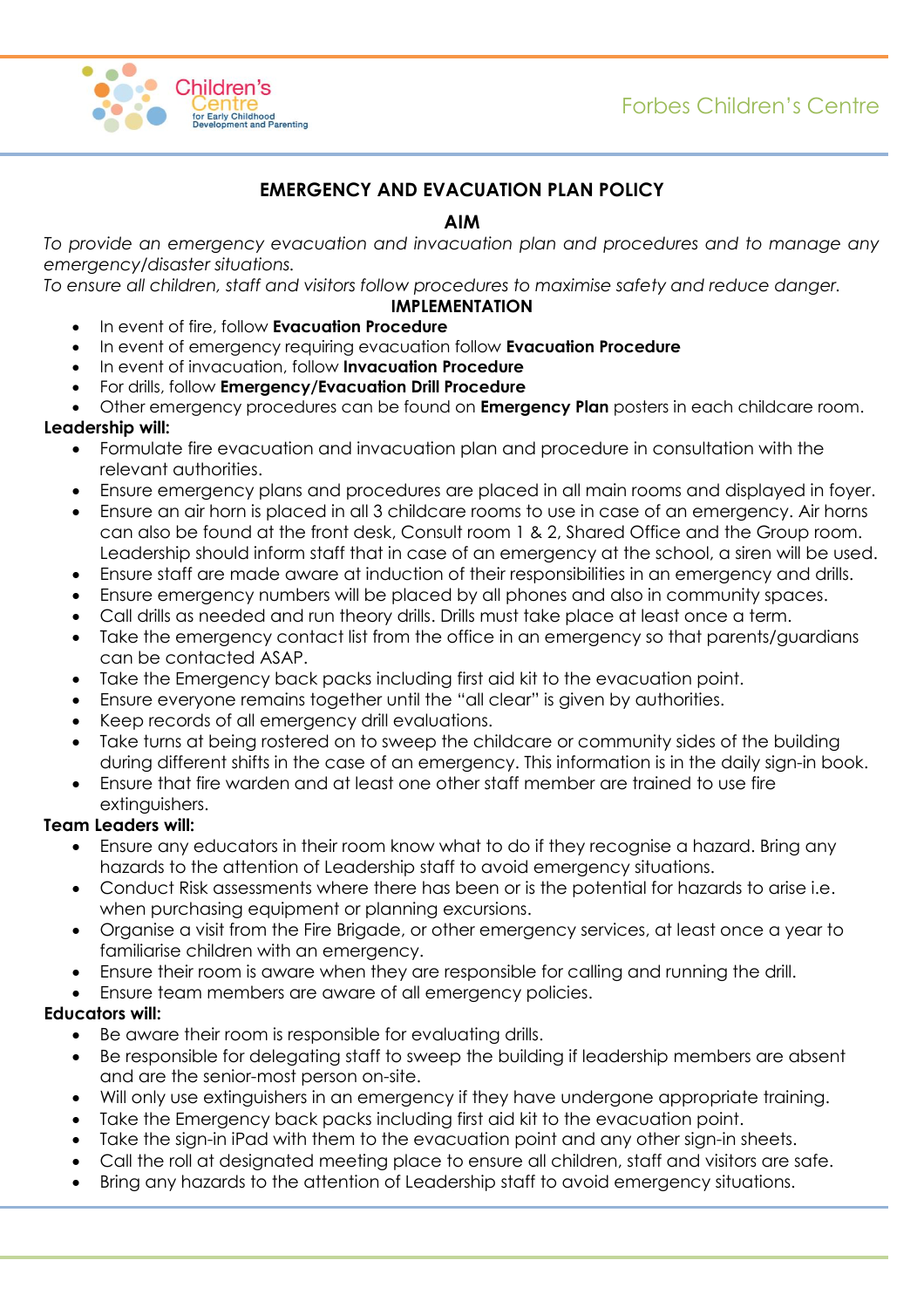# EMERGENCY AND EVACUATION PLAN POLICY

## AIM

*To provide an emergency evacuation and invacuation plan and procedures and to manage any emergency/disaster situations.*

*To ensure all children, staff and visitors follow procedures to maximise safety and reduce danger.*

## IMPLEMENTATION

- In event of fire, follow **Evacuation Procedure**
- In event of emergency requiring evacuation follow **Evacuation Procedure**
- In event of invacuation, follow **Invacuation Procedure**
- For drills, follow **Emergency/Evacuation Drill Procedure**
- Other emergency procedures can be found on **Emergency Plan** posters in each childcare room.

**Leadership will:**

- Formulate fire evacuation and invacuation plan and procedure in consultation with the relevant authorities.
- Ensure emergency plans and procedures are placed in all main rooms and displayed in foyer.
- Ensure an air horn is placed in all 3 childcare rooms to use in case of an emergency. Air horns can also be found at the front desk, Consult room 1 & 2, Shared Office and the Group room. Leadership should inform staff that in case of an emergency at the school, a siren will be used.
- Ensure staff are made aware at induction of their responsibilities in an emergency and drills.
- Ensure emergency numbers will be placed by all phones and also in community spaces.
- Call drills as needed and run theory drills. Drills must take place at least once a term.
- Take the emergency contact list from the office in an emergency so that parents/guardians can be contacted ASAP.
- Take the Emergency back packs including first aid kit to the evacuation point.
- Ensure everyone remains together until the "all clear" is given by authorities.
- Keep records of all emergency drill evaluations.
- Take turns at being rostered on to sweep the childcare or community sides of the building during different shifts in the case of an emergency. This information is in the daily sign-in book.
- Ensure that fire warden and at least one other staff member are trained to use fire extinguishers.

**Team Leaders will:**

- Ensure any educators in their room know what to do if they recognise a hazard. Bring any hazards to the attention of Leadership staff to avoid emergency situations.
- Conduct Risk assessments where there has been or is the potential for hazards to arise i.e. when purchasing equipment or planning excursions.
- Organise a visit from the Fire Brigade, or other emergency services, at least once a year to familiarise children with an emergency.
- Ensure their room is aware when they are responsible for calling and running the drill.
- Ensure team members are aware of all emergency policies.

**Educators will:**

- Be aware their room is responsible for evaluating drills.
- Be responsible for delegating staff to sweep the building if leadership members are absent and are the senior-most person on-site.
- Will only use extinguishers in an emergency if they have undergone appropriate training.
- Take the Emergency back packs including first aid kit to the evacuation point.
- Take the sign-in iPad with them to the evacuation point and any other sign-in sheets.
- Call the roll at designated meeting place to ensure all children, staff and visitors are safe.
- Bring any hazards to the attention of Leadership staff to avoid emergency situations.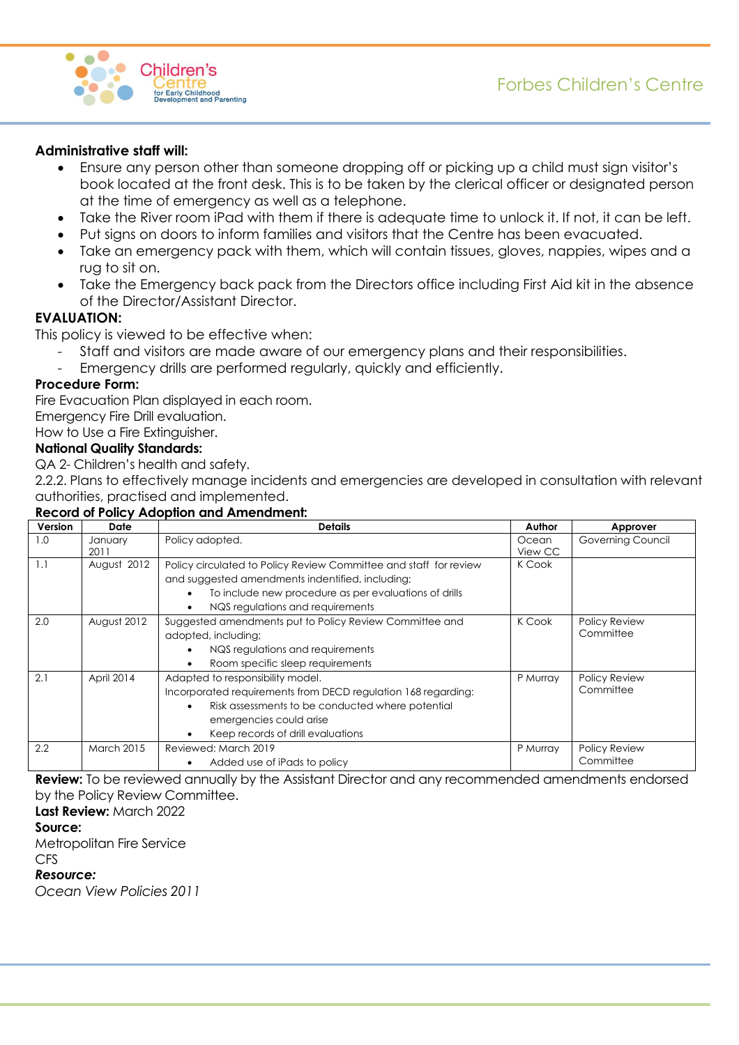**Administrative staff will:**

- Ensure any person other than someone dropping off or picking up a child must sign visitor's book located at the front desk. This is to be taken by the clerical officer or designated person at the time of emergency as well as a telephone.
- Take the River room iPad with them if there is adequate time to unlock it. If not, it can be left.
- Put signs on doors to inform families and visitors that the Centre has been evacuated.
- Take an emergency pack with them, which will contain tissues, gloves, nappies, wipes and a rug to sit on.
- Take the Emergency back pack from the Directors office including First Aid kit in the absence of the Director/Assistant Director.

**EVALUATION:**

This policy is viewed to be effective when:

- Staff and visitors are made aware of our emergency plans and their responsibilities.
- Emergency drills are performed regularly, quickly and efficiently.

**Procedure Form:**

Fire Evacuation Plan displayed in each room.
Emergency Fire Drill evaluation.
How to Use a Fire Extinguisher.

**National Quality Standards:**

QA 2- Children's health and safety.
2.2.2. Plans to effectively manage incidents and emergencies are developed in consultation with relevant authorities, practised and implemented.

**Record of Policy Adoption and Amendment:**

| Version | Date | Details | Author | Approver |
|---|---|---|---|---|
| 1.0 | January 2011 | Policy adopted. | Ocean View CC | Governing Council |
| 1.1 | August 2012 | Policy circulated to Policy Review Committee and staff for review and suggested amendments indentified, including;<br>• To include new procedure as per evaluations of drills<br>• NQS regulations and requirements | K Cook | |
| 2.0 | August 2012 | Suggested amendments put to Policy Review Committee and adopted, including;<br>• NQS regulations and requirements<br>• Room specific sleep requirements | K Cook | Policy Review Committee |
| 2.1 | April 2014 | Adapted to responsibility model.<br>Incorporated requirements from DECD regulation 168 regarding:<br>• Risk assessments to be conducted where potential emergencies could arise<br>• Keep records of drill evaluations | P Murray | Policy Review Committee |
| 2.2 | March 2015 | Reviewed: March 2019<br>• Added use of iPads to policy | P Murray | Policy Review Committee |

**Review:** To be reviewed annually by the Assistant Director and any recommended amendments endorsed by the Policy Review Committee.

**Last Review:** March 2022

**Source:**

Metropolitan Fire Service
CFS

***Resource:***

*Ocean View Policies 2011*